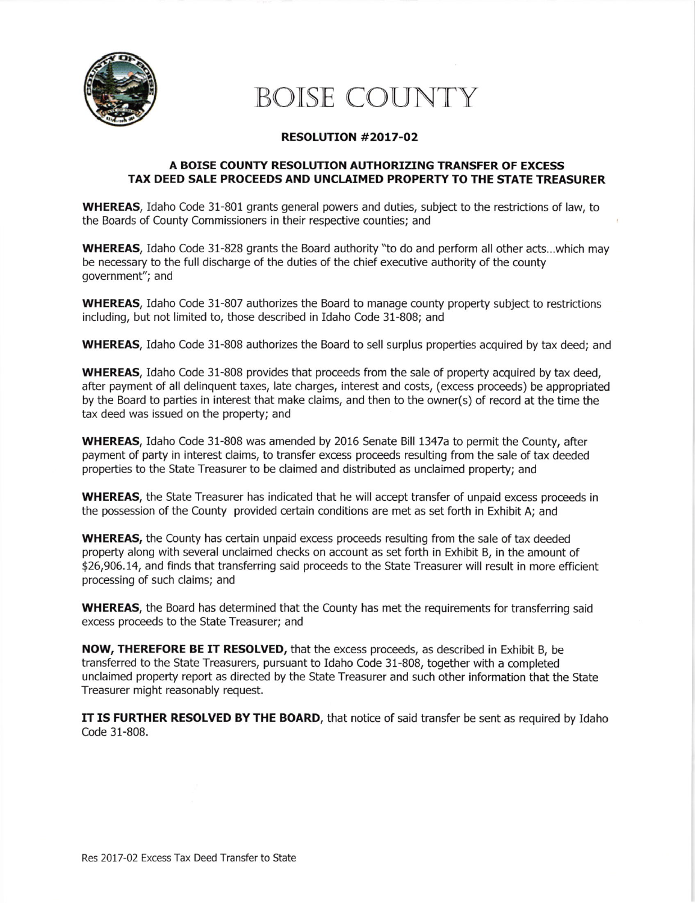# BOISE COUNTY

## RESOLUTION #2017-02

### A BOISE COUNTY RESOLUTION AUTHORIZING TRANSFER OF EXCESS TAX DEED SALE PROCEEDS AND UNCLAIMED PROPERTY TO THE STATE TREASURER

**WHEREAS**, Idaho Code 31-801 grants general powers and duties, subject to the restrictions of law, to the Boards of County Commissioners in their respective counties; and

**WHEREAS**, Idaho Code 31-828 grants the Board authority "to do and perform all other acts...which may be necessary to the full discharge of the duties of the chief executive authority of the county government"; and

**WHEREAS**, Idaho Code 31-807 authorizes the Board to manage county property subject to restrictions including, but not limited to, those described in Idaho Code 31-808; and

**WHEREAS**, Idaho Code 31-808 authorizes the Board to sell surplus properties acquired by tax deed; and

**WHEREAS**, Idaho Code 31-808 provides that proceeds from the sale of property acquired by tax deed, after payment of all delinquent taxes, late charges, interest and costs, (excess proceeds) be appropriated by the Board to parties in interest that make claims, and then to the owner(s) of record at the time the tax deed was issued on the property; and

**WHEREAS**, Idaho Code 31-808 was amended by 2016 Senate Bill 1347a to permit the County, after payment of party in interest claims, to transfer excess proceeds resulting from the sale of tax deeded properties to the State Treasurer to be claimed and distributed as unclaimed property; and

**WHEREAS**, the State Treasurer has indicated that he will accept transfer of unpaid excess proceeds in the possession of the County provided certain conditions are met as set forth in Exhibit A; and

**WHEREAS,** the County has certain unpaid excess proceeds resulting from the sale of tax deeded property along with several unclaimed checks on account as set forth in Exhibit B, in the amount of $26,906.14, and finds that transferring said proceeds to the State Treasurer will result in more efficient processing of such claims; and

**WHEREAS**, the Board has determined that the County has met the requirements for transferring said excess proceeds to the State Treasurer; and

**NOW, THEREFORE BE IT RESOLVED,** that the excess proceeds, as described in Exhibit B, be transferred to the State Treasurers, pursuant to Idaho Code 31-808, together with a completed unclaimed property report as directed by the State Treasurer and such other information that the State Treasurer might reasonably request.

**IT IS FURTHER RESOLVED BY THE BOARD**, that notice of said transfer be sent as required by Idaho Code 31-808.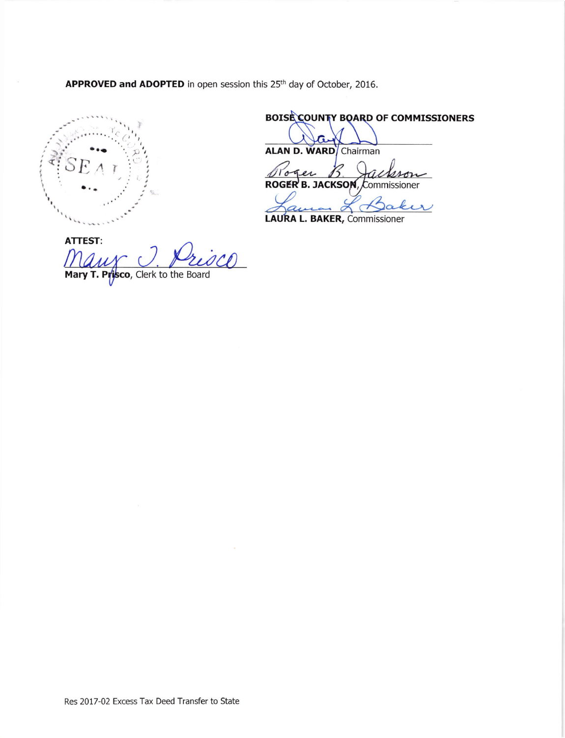**APPROVED and ADOPTED** in open session this 25th day of October, 2016.

**BOISE COUNTY BOARD OF COMMISSIONERS**

**ALAN D. WARD**, Chairman

**ROGER B. JACKSON**, Commissioner

**LAURA L. BAKER,** Commissioner

SEAL

**ATTEST**:

**Mary T. Prisco**, Clerk to the Board

Res 2017-02 Excess Tax Deed Transfer to State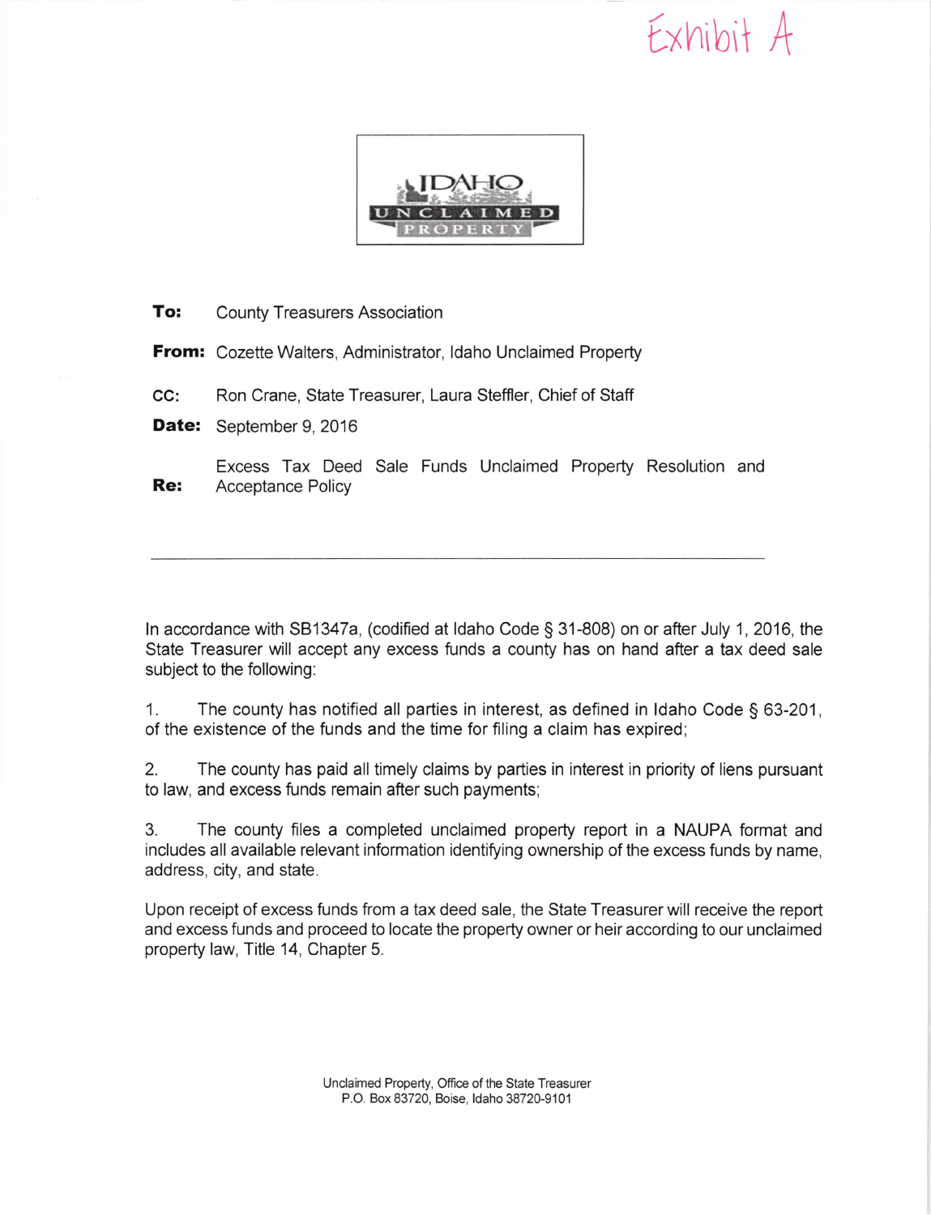Exhibit A

IDAHO UNCLAIMED PROPERTY

**To:** County Treasurers Association

**From:** Cozette Walters, Administrator, Idaho Unclaimed Property

**CC:** Ron Crane, State Treasurer, Laura Steffler, Chief of Staff

**Date:** September 9, 2016

**Re:** Excess Tax Deed Sale Funds Unclaimed Property Resolution and Acceptance Policy

---

In accordance with SB1347a, (codified at Idaho Code § 31-808) on or after July 1, 2016, the State Treasurer will accept any excess funds a county has on hand after a tax deed sale subject to the following:

1. The county has notified all parties in interest, as defined in Idaho Code § 63-201, of the existence of the funds and the time for filing a claim has expired;

2. The county has paid all timely claims by parties in interest in priority of liens pursuant to law, and excess funds remain after such payments;

3. The county files a completed unclaimed property report in a NAUPA format and includes all available relevant information identifying ownership of the excess funds by name, address, city, and state.

Upon receipt of excess funds from a tax deed sale, the State Treasurer will receive the report and excess funds and proceed to locate the property owner or heir according to our unclaimed property law, Title 14, Chapter 5.

Unclaimed Property, Office of the State Treasurer
P.O. Box 83720, Boise, Idaho 38720-9101